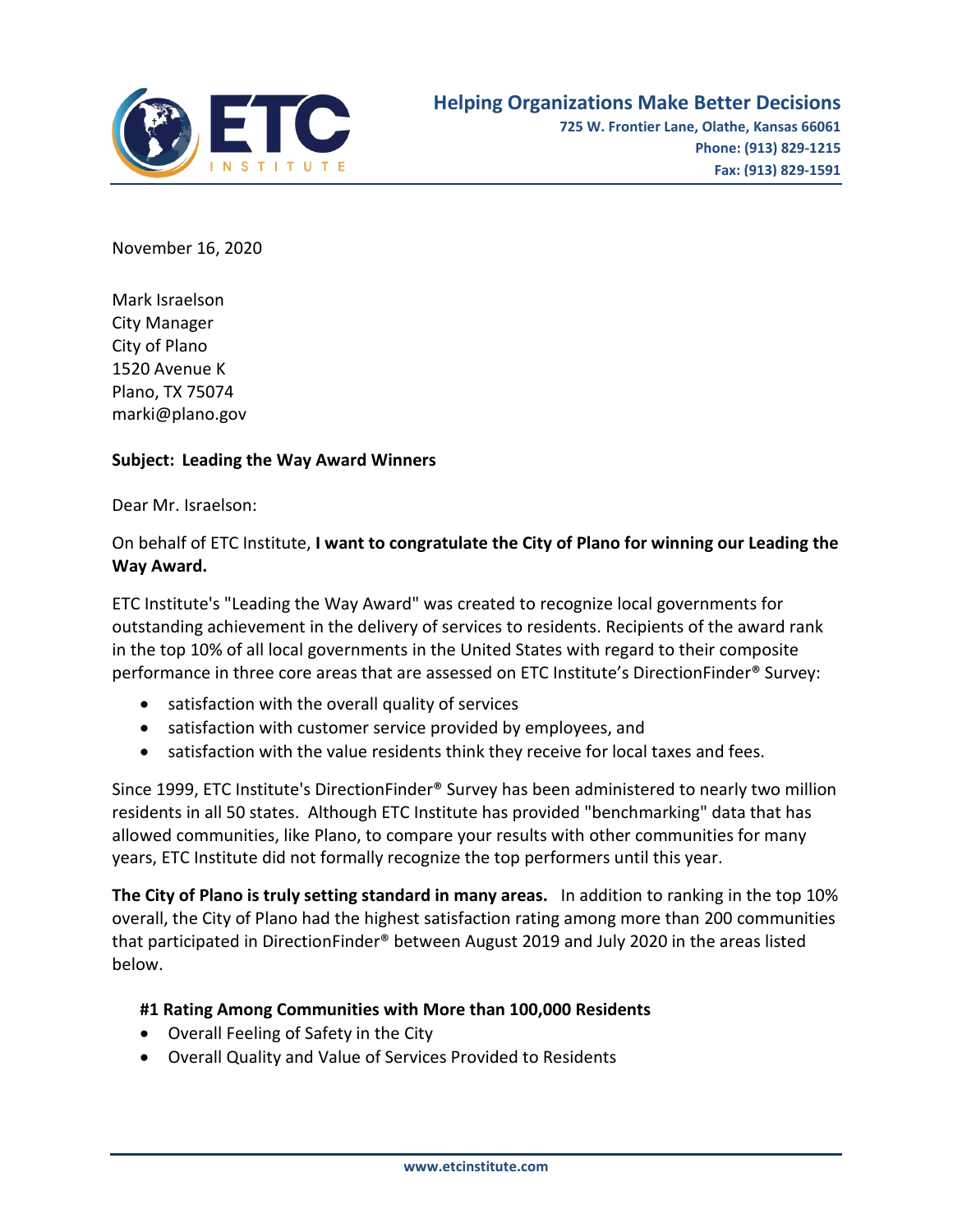**ETC INSTITUTE**

**Helping Organizations Make Better Decisions**
**725 W. Frontier Lane, Olathe, Kansas 66061**
**Phone: (913) 829-1215**
**Fax: (913) 829-1591**

November 16, 2020

Mark Israelson
City Manager
City of Plano
1520 Avenue K
Plano, TX 75074
marki@plano.gov

**Subject: Leading the Way Award Winners**

Dear Mr. Israelson:

On behalf of ETC Institute, **I want to congratulate the City of Plano for winning our Leading the Way Award.**

ETC Institute's "Leading the Way Award" was created to recognize local governments for outstanding achievement in the delivery of services to residents. Recipients of the award rank in the top 10% of all local governments in the United States with regard to their composite performance in three core areas that are assessed on ETC Institute's DirectionFinder® Survey:

- satisfaction with the overall quality of services
- satisfaction with customer service provided by employees, and
- satisfaction with the value residents think they receive for local taxes and fees.

Since 1999, ETC Institute's DirectionFinder® Survey has been administered to nearly two million residents in all 50 states. Although ETC Institute has provided "benchmarking" data that has allowed communities, like Plano, to compare your results with other communities for many years, ETC Institute did not formally recognize the top performers until this year.

**The City of Plano is truly setting standard in many areas.** In addition to ranking in the top 10% overall, the City of Plano had the highest satisfaction rating among more than 200 communities that participated in DirectionFinder® between August 2019 and July 2020 in the areas listed below.

**#1 Rating Among Communities with More than 100,000 Residents**

- Overall Feeling of Safety in the City
- Overall Quality and Value of Services Provided to Residents

www.etcinstitute.com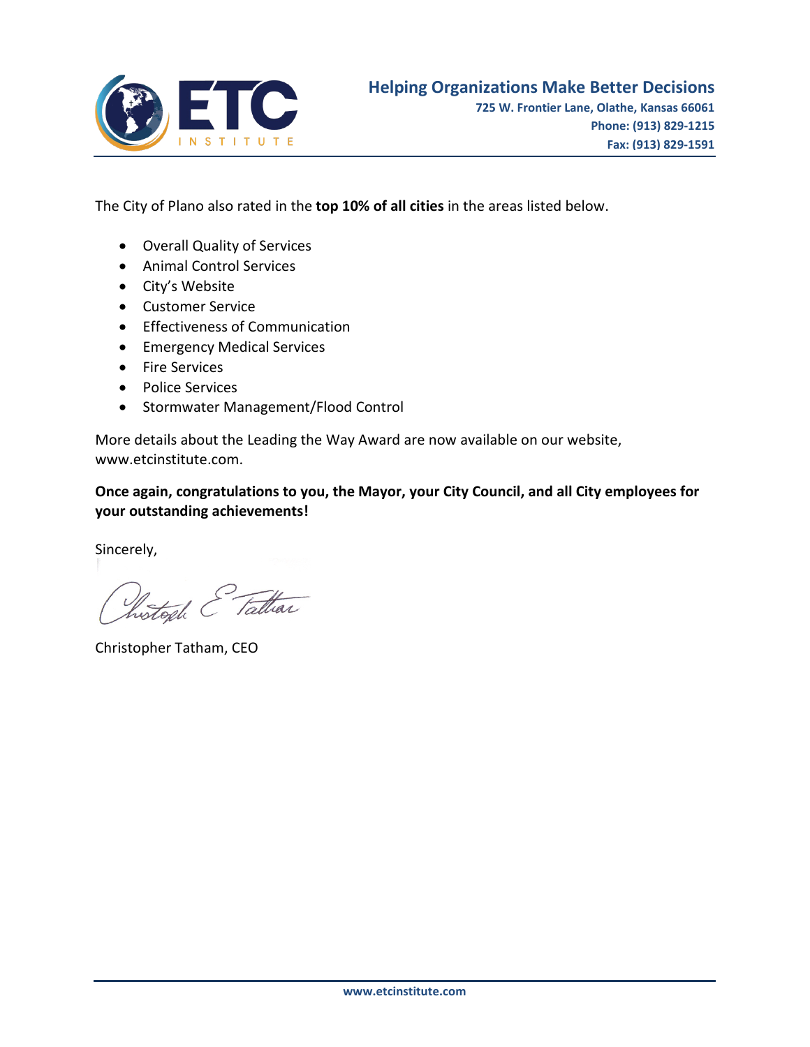The City of Plano also rated in the **top 10% of all cities** in the areas listed below.

- Overall Quality of Services
- Animal Control Services
- City's Website
- Customer Service
- Effectiveness of Communication
- Emergency Medical Services
- Fire Services
- Police Services
- Stormwater Management/Flood Control

More details about the Leading the Way Award are now available on our website, www.etcinstitute.com.

**Once again, congratulations to you, the Mayor, your City Council, and all City employees for your outstanding achievements!**

Sincerely,

Christopher Tatham, CEO